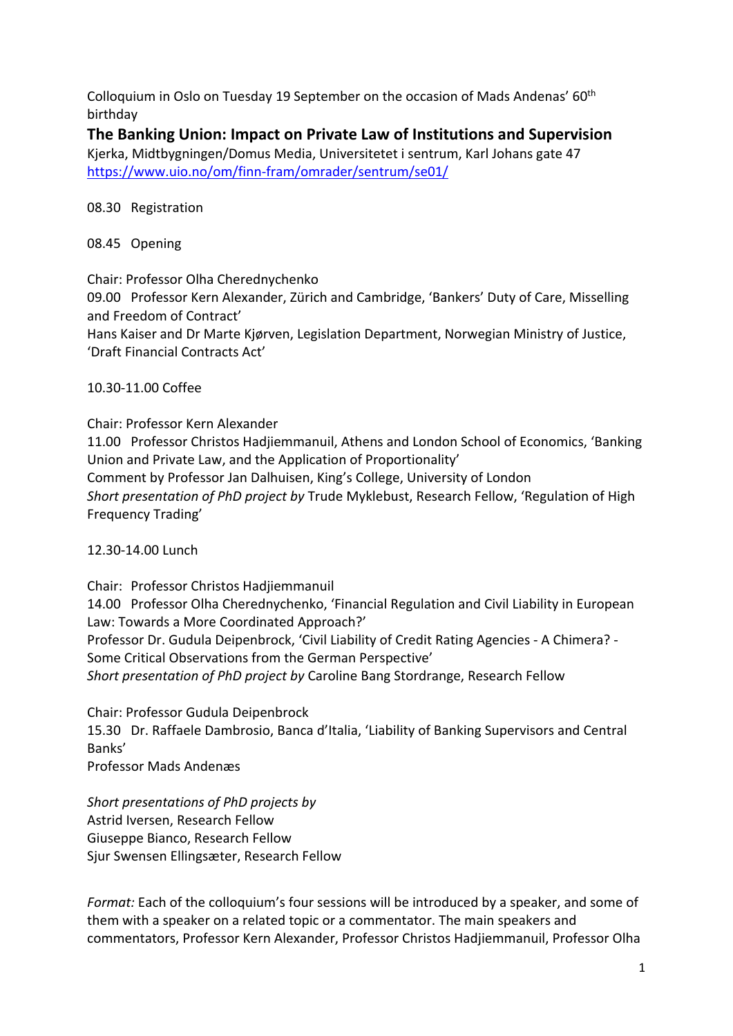Colloquium in Oslo on Tuesday 19 September on the occasion of Mads Andenas' 60th birthday

# The Banking Union: Impact on Private Law of Institutions and Supervision

Kjerka, Midtbygningen/Domus Media, Universitetet i sentrum, Karl Johans gate 47
https://www.uio.no/om/finn-fram/omrader/sentrum/se01/

08.30 Registration

08.45 Opening

Chair: Professor Olha Cherednychenko
09.00 Professor Kern Alexander, Zürich and Cambridge, 'Bankers' Duty of Care, Misselling and Freedom of Contract'
Hans Kaiser and Dr Marte Kjørven, Legislation Department, Norwegian Ministry of Justice, 'Draft Financial Contracts Act'

10.30-11.00 Coffee

Chair: Professor Kern Alexander
11.00 Professor Christos Hadjiemmanuil, Athens and London School of Economics, 'Banking Union and Private Law, and the Application of Proportionality'
Comment by Professor Jan Dalhuisen, King's College, University of London
*Short presentation of PhD project by* Trude Myklebust, Research Fellow, 'Regulation of High Frequency Trading'

12.30-14.00 Lunch

Chair: Professor Christos Hadjiemmanuil
14.00 Professor Olha Cherednychenko, 'Financial Regulation and Civil Liability in European Law: Towards a More Coordinated Approach?'
Professor Dr. Gudula Deipenbrock, 'Civil Liability of Credit Rating Agencies - A Chimera? - Some Critical Observations from the German Perspective'
*Short presentation of PhD project by* Caroline Bang Stordrange, Research Fellow

Chair: Professor Gudula Deipenbrock
15.30 Dr. Raffaele Dambrosio, Banca d'Italia, 'Liability of Banking Supervisors and Central Banks'
Professor Mads Andenæs

*Short presentations of PhD projects by*
Astrid Iversen, Research Fellow
Giuseppe Bianco, Research Fellow
Sjur Swensen Ellingsæter, Research Fellow

*Format:* Each of the colloquium's four sessions will be introduced by a speaker, and some of them with a speaker on a related topic or a commentator. The main speakers and commentators, Professor Kern Alexander, Professor Christos Hadjiemmanuil, Professor Olha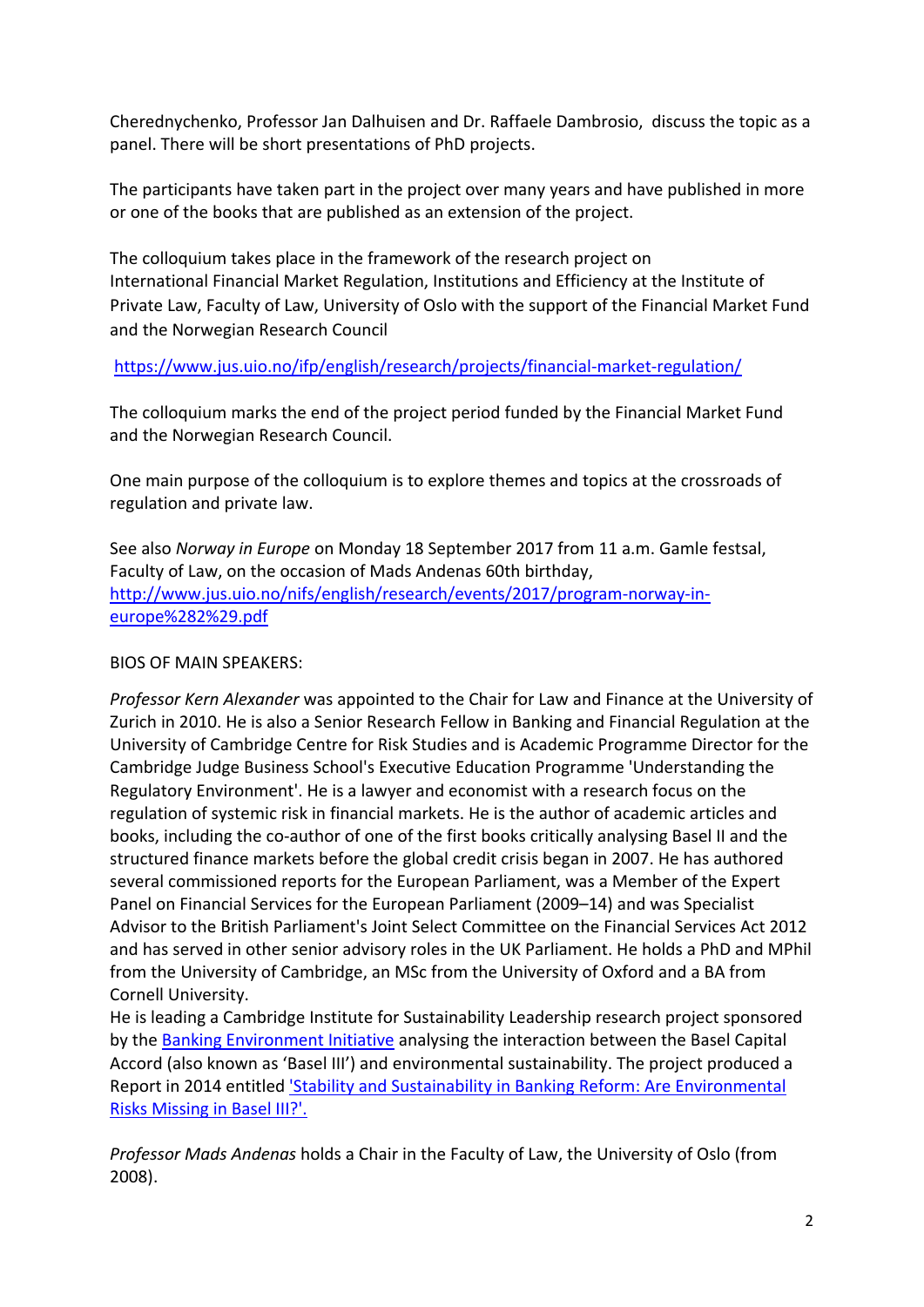Cherednychenko, Professor Jan Dalhuisen and Dr. Raffaele Dambrosio, discuss the topic as a panel. There will be short presentations of PhD projects.

The participants have taken part in the project over many years and have published in more or one of the books that are published as an extension of the project.

The colloquium takes place in the framework of the research project on International Financial Market Regulation, Institutions and Efficiency at the Institute of Private Law, Faculty of Law, University of Oslo with the support of the Financial Market Fund and the Norwegian Research Council

https://www.jus.uio.no/ifp/english/research/projects/financial-market-regulation/

The colloquium marks the end of the project period funded by the Financial Market Fund and the Norwegian Research Council.

One main purpose of the colloquium is to explore themes and topics at the crossroads of regulation and private law.

See also *Norway in Europe* on Monday 18 September 2017 from 11 a.m. Gamle festsal, Faculty of Law, on the occasion of Mads Andenas 60th birthday, http://www.jus.uio.no/nifs/english/research/events/2017/program-norway-in-europe%282%29.pdf

BIOS OF MAIN SPEAKERS:

*Professor Kern Alexander* was appointed to the Chair for Law and Finance at the University of Zurich in 2010. He is also a Senior Research Fellow in Banking and Financial Regulation at the University of Cambridge Centre for Risk Studies and is Academic Programme Director for the Cambridge Judge Business School's Executive Education Programme 'Understanding the Regulatory Environment'. He is a lawyer and economist with a research focus on the regulation of systemic risk in financial markets. He is the author of academic articles and books, including the co-author of one of the first books critically analysing Basel II and the structured finance markets before the global credit crisis began in 2007. He has authored several commissioned reports for the European Parliament, was a Member of the Expert Panel on Financial Services for the European Parliament (2009–14) and was Specialist Advisor to the British Parliament's Joint Select Committee on the Financial Services Act 2012 and has served in other senior advisory roles in the UK Parliament. He holds a PhD and MPhil from the University of Cambridge, an MSc from the University of Oxford and a BA from Cornell University.
He is leading a Cambridge Institute for Sustainability Leadership research project sponsored by the Banking Environment Initiative analysing the interaction between the Basel Capital Accord (also known as 'Basel III') and environmental sustainability. The project produced a Report in 2014 entitled 'Stability and Sustainability in Banking Reform: Are Environmental Risks Missing in Basel III?'.

*Professor Mads Andenas* holds a Chair in the Faculty of Law, the University of Oslo (from 2008).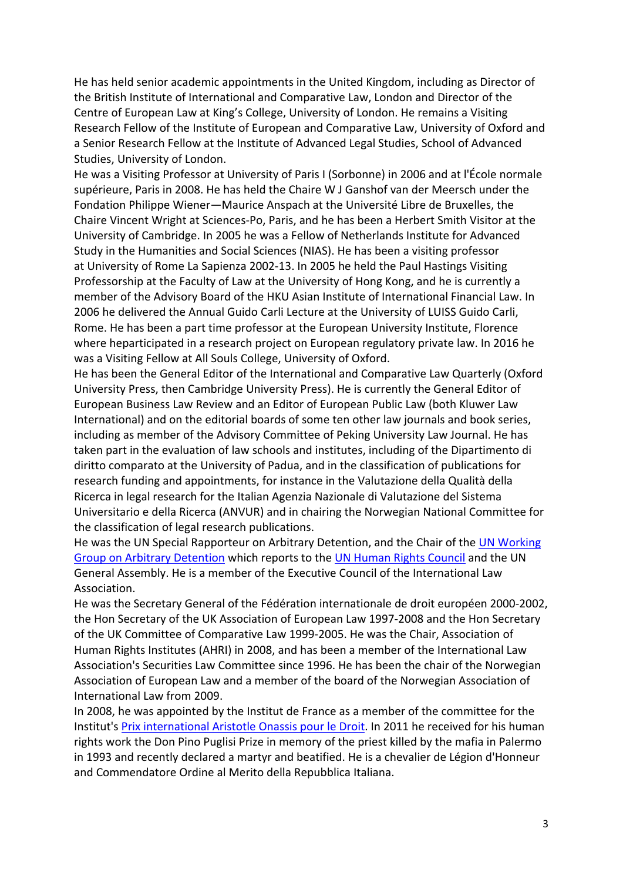He has held senior academic appointments in the United Kingdom, including as Director of the British Institute of International and Comparative Law, London and Director of the Centre of European Law at King's College, University of London. He remains a Visiting Research Fellow of the Institute of European and Comparative Law, University of Oxford and a Senior Research Fellow at the Institute of Advanced Legal Studies, School of Advanced Studies, University of London.

He was a Visiting Professor at University of Paris I (Sorbonne) in 2006 and at l'École normale supérieure, Paris in 2008. He has held the Chaire W J Ganshof van der Meersch under the Fondation Philippe Wiener—Maurice Anspach at the Université Libre de Bruxelles, the Chaire Vincent Wright at Sciences-Po, Paris, and he has been a Herbert Smith Visitor at the University of Cambridge. In 2005 he was a Fellow of Netherlands Institute for Advanced Study in the Humanities and Social Sciences (NIAS). He has been a visiting professor at University of Rome La Sapienza 2002-13. In 2005 he held the Paul Hastings Visiting Professorship at the Faculty of Law at the University of Hong Kong, and he is currently a member of the Advisory Board of the HKU Asian Institute of International Financial Law. In 2006 he delivered the Annual Guido Carli Lecture at the University of LUISS Guido Carli, Rome. He has been a part time professor at the European University Institute, Florence where heparticipated in a research project on European regulatory private law. In 2016 he was a Visiting Fellow at All Souls College, University of Oxford.

He has been the General Editor of the International and Comparative Law Quarterly (Oxford University Press, then Cambridge University Press). He is currently the General Editor of European Business Law Review and an Editor of European Public Law (both Kluwer Law International) and on the editorial boards of some ten other law journals and book series, including as member of the Advisory Committee of Peking University Law Journal. He has taken part in the evaluation of law schools and institutes, including of the Dipartimento di diritto comparato at the University of Padua, and in the classification of publications for research funding and appointments, for instance in the Valutazione della Qualità della Ricerca in legal research for the Italian Agenzia Nazionale di Valutazione del Sistema Universitario e della Ricerca (ANVUR) and in chairing the Norwegian National Committee for the classification of legal research publications.

He was the UN Special Rapporteur on Arbitrary Detention, and the Chair of the UN Working Group on Arbitrary Detention which reports to the UN Human Rights Council and the UN General Assembly. He is a member of the Executive Council of the International Law Association.

He was the Secretary General of the Fédération internationale de droit européen 2000-2002, the Hon Secretary of the UK Association of European Law 1997-2008 and the Hon Secretary of the UK Committee of Comparative Law 1999-2005. He was the Chair, Association of Human Rights Institutes (AHRI) in 2008, and has been a member of the International Law Association's Securities Law Committee since 1996. He has been the chair of the Norwegian Association of European Law and a member of the board of the Norwegian Association of International Law from 2009.

In 2008, he was appointed by the Institut de France as a member of the committee for the Institut's Prix international Aristotle Onassis pour le Droit. In 2011 he received for his human rights work the Don Pino Puglisi Prize in memory of the priest killed by the mafia in Palermo in 1993 and recently declared a martyr and beatified. He is a chevalier de Légion d'Honneur and Commendatore Ordine al Merito della Repubblica Italiana.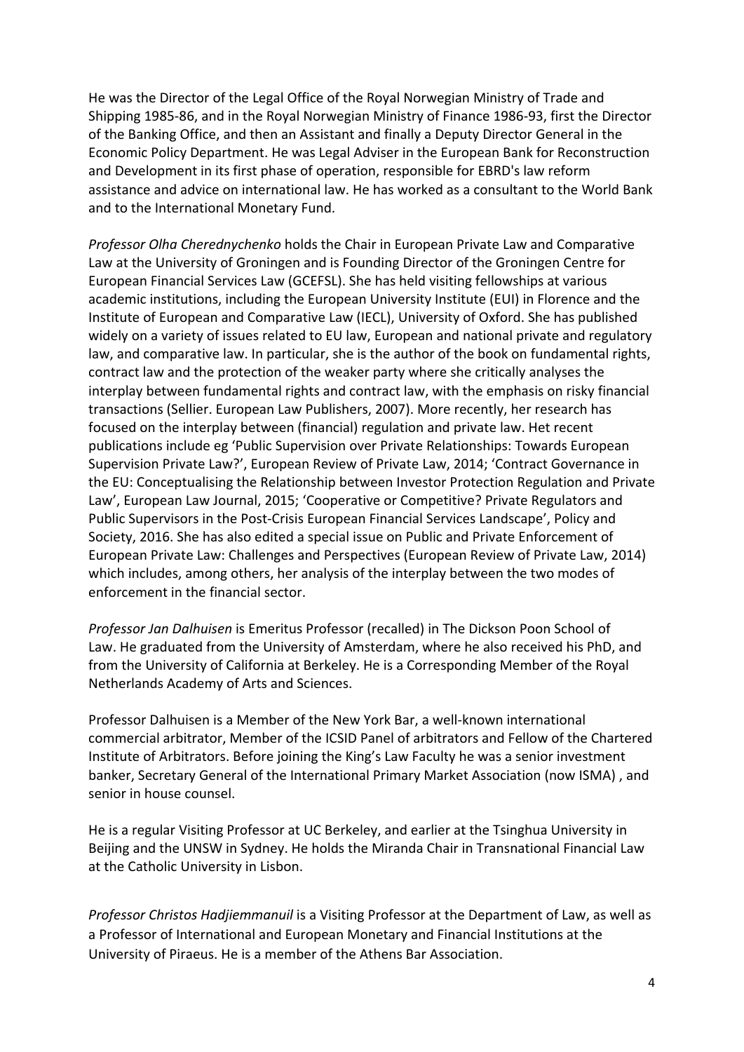He was the Director of the Legal Office of the Royal Norwegian Ministry of Trade and Shipping 1985-86, and in the Royal Norwegian Ministry of Finance 1986-93, first the Director of the Banking Office, and then an Assistant and finally a Deputy Director General in the Economic Policy Department. He was Legal Adviser in the European Bank for Reconstruction and Development in its first phase of operation, responsible for EBRD's law reform assistance and advice on international law. He has worked as a consultant to the World Bank and to the International Monetary Fund.

*Professor Olha Cherednychenko* holds the Chair in European Private Law and Comparative Law at the University of Groningen and is Founding Director of the Groningen Centre for European Financial Services Law (GCEFSL). She has held visiting fellowships at various academic institutions, including the European University Institute (EUI) in Florence and the Institute of European and Comparative Law (IECL), University of Oxford. She has published widely on a variety of issues related to EU law, European and national private and regulatory law, and comparative law. In particular, she is the author of the book on fundamental rights, contract law and the protection of the weaker party where she critically analyses the interplay between fundamental rights and contract law, with the emphasis on risky financial transactions (Sellier. European Law Publishers, 2007). More recently, her research has focused on the interplay between (financial) regulation and private law. Het recent publications include eg 'Public Supervision over Private Relationships: Towards European Supervision Private Law?', European Review of Private Law, 2014; 'Contract Governance in the EU: Conceptualising the Relationship between Investor Protection Regulation and Private Law', European Law Journal, 2015; 'Cooperative or Competitive? Private Regulators and Public Supervisors in the Post-Crisis European Financial Services Landscape', Policy and Society, 2016. She has also edited a special issue on Public and Private Enforcement of European Private Law: Challenges and Perspectives (European Review of Private Law, 2014) which includes, among others, her analysis of the interplay between the two modes of enforcement in the financial sector.

*Professor Jan Dalhuisen* is Emeritus Professor (recalled) in The Dickson Poon School of Law. He graduated from the University of Amsterdam, where he also received his PhD, and from the University of California at Berkeley. He is a Corresponding Member of the Royal Netherlands Academy of Arts and Sciences.

Professor Dalhuisen is a Member of the New York Bar, a well-known international commercial arbitrator, Member of the ICSID Panel of arbitrators and Fellow of the Chartered Institute of Arbitrators. Before joining the King's Law Faculty he was a senior investment banker, Secretary General of the International Primary Market Association (now ISMA) , and senior in house counsel.

He is a regular Visiting Professor at UC Berkeley, and earlier at the Tsinghua University in Beijing and the UNSW in Sydney. He holds the Miranda Chair in Transnational Financial Law at the Catholic University in Lisbon.

*Professor Christos Hadjiemmanuil* is a Visiting Professor at the Department of Law, as well as a Professor of International and European Monetary and Financial Institutions at the University of Piraeus. He is a member of the Athens Bar Association.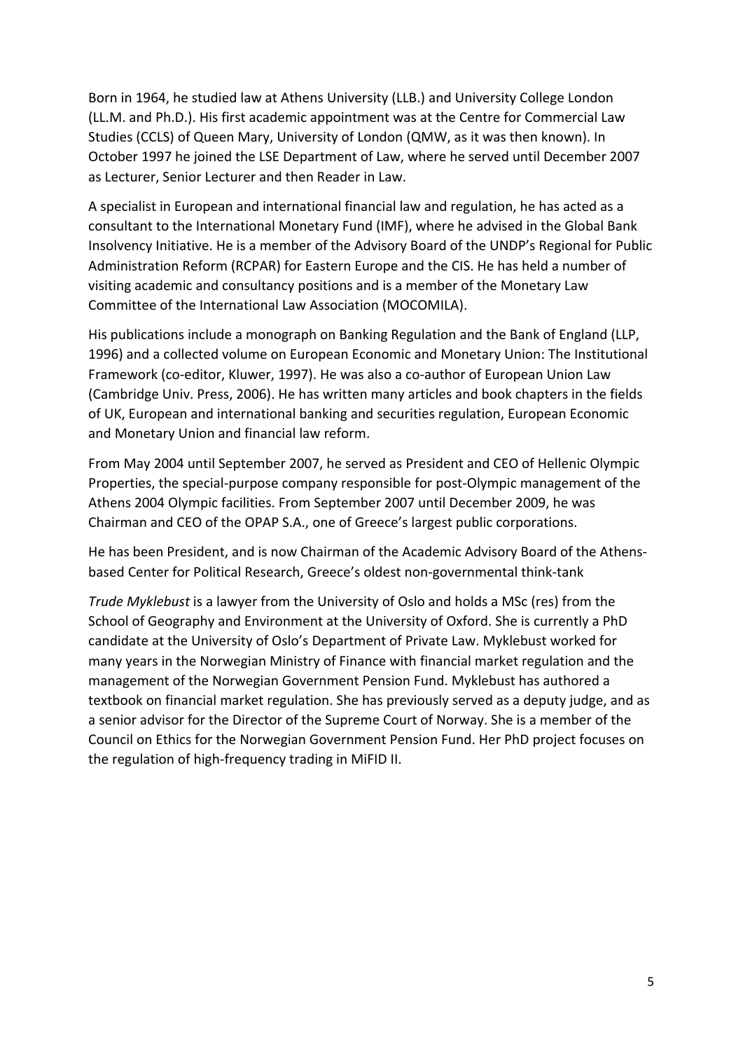Born in 1964, he studied law at Athens University (LLB.) and University College London (LL.M. and Ph.D.). His first academic appointment was at the Centre for Commercial Law Studies (CCLS) of Queen Mary, University of London (QMW, as it was then known). In October 1997 he joined the LSE Department of Law, where he served until December 2007 as Lecturer, Senior Lecturer and then Reader in Law.

A specialist in European and international financial law and regulation, he has acted as a consultant to the International Monetary Fund (IMF), where he advised in the Global Bank Insolvency Initiative. He is a member of the Advisory Board of the UNDP's Regional for Public Administration Reform (RCPAR) for Eastern Europe and the CIS. He has held a number of visiting academic and consultancy positions and is a member of the Monetary Law Committee of the International Law Association (MOCOMILA).

His publications include a monograph on Banking Regulation and the Bank of England (LLP, 1996) and a collected volume on European Economic and Monetary Union: The Institutional Framework (co-editor, Kluwer, 1997). He was also a co-author of European Union Law (Cambridge Univ. Press, 2006). He has written many articles and book chapters in the fields of UK, European and international banking and securities regulation, European Economic and Monetary Union and financial law reform.

From May 2004 until September 2007, he served as President and CEO of Hellenic Olympic Properties, the special-purpose company responsible for post-Olympic management of the Athens 2004 Olympic facilities. From September 2007 until December 2009, he was Chairman and CEO of the OPAP S.A., one of Greece's largest public corporations.

He has been President, and is now Chairman of the Academic Advisory Board of the Athens-based Center for Political Research, Greece's oldest non-governmental think-tank

*Trude Myklebust* is a lawyer from the University of Oslo and holds a MSc (res) from the School of Geography and Environment at the University of Oxford. She is currently a PhD candidate at the University of Oslo's Department of Private Law. Myklebust worked for many years in the Norwegian Ministry of Finance with financial market regulation and the management of the Norwegian Government Pension Fund. Myklebust has authored a textbook on financial market regulation. She has previously served as a deputy judge, and as a senior advisor for the Director of the Supreme Court of Norway. She is a member of the Council on Ethics for the Norwegian Government Pension Fund. Her PhD project focuses on the regulation of high-frequency trading in MiFID II.